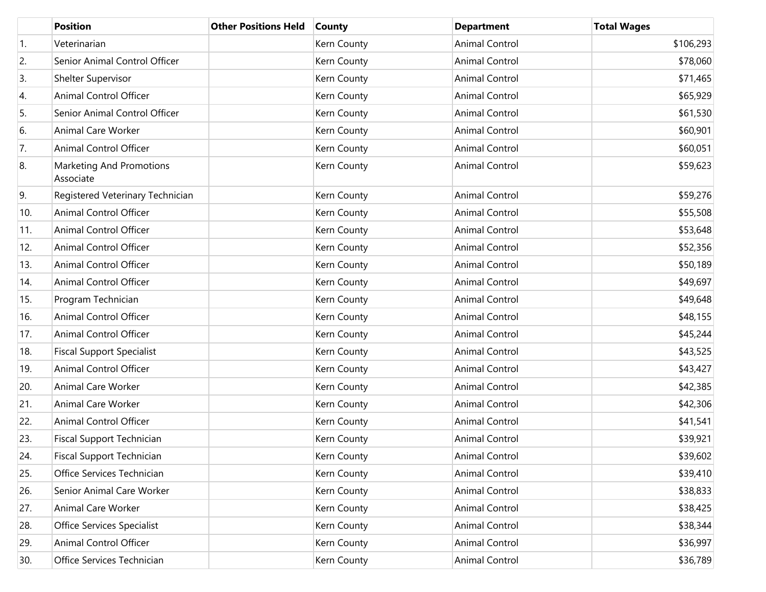| | Position | Other Positions Held | County | Department | Total Wages |
|---|---|---|---|---|---|
| 1. | Veterinarian | | Kern County | Animal Control | $106,293 |
| 2. | Senior Animal Control Officer | | Kern County | Animal Control | $78,060 |
| 3. | Shelter Supervisor | | Kern County | Animal Control | $71,465 |
| 4. | Animal Control Officer | | Kern County | Animal Control | $65,929 |
| 5. | Senior Animal Control Officer | | Kern County | Animal Control | $61,530 |
| 6. | Animal Care Worker | | Kern County | Animal Control | $60,901 |
| 7. | Animal Control Officer | | Kern County | Animal Control | $60,051 |
| 8. | Marketing And Promotions Associate | | Kern County | Animal Control | $59,623 |
| 9. | Registered Veterinary Technician | | Kern County | Animal Control | $59,276 |
| 10. | Animal Control Officer | | Kern County | Animal Control | $55,508 |
| 11. | Animal Control Officer | | Kern County | Animal Control | $53,648 |
| 12. | Animal Control Officer | | Kern County | Animal Control | $52,356 |
| 13. | Animal Control Officer | | Kern County | Animal Control | $50,189 |
| 14. | Animal Control Officer | | Kern County | Animal Control | $49,697 |
| 15. | Program Technician | | Kern County | Animal Control | $49,648 |
| 16. | Animal Control Officer | | Kern County | Animal Control | $48,155 |
| 17. | Animal Control Officer | | Kern County | Animal Control | $45,244 |
| 18. | Fiscal Support Specialist | | Kern County | Animal Control | $43,525 |
| 19. | Animal Control Officer | | Kern County | Animal Control | $43,427 |
| 20. | Animal Care Worker | | Kern County | Animal Control | $42,385 |
| 21. | Animal Care Worker | | Kern County | Animal Control | $42,306 |
| 22. | Animal Control Officer | | Kern County | Animal Control | $41,541 |
| 23. | Fiscal Support Technician | | Kern County | Animal Control | $39,921 |
| 24. | Fiscal Support Technician | | Kern County | Animal Control | $39,602 |
| 25. | Office Services Technician | | Kern County | Animal Control | $39,410 |
| 26. | Senior Animal Care Worker | | Kern County | Animal Control | $38,833 |
| 27. | Animal Care Worker | | Kern County | Animal Control | $38,425 |
| 28. | Office Services Specialist | | Kern County | Animal Control | $38,344 |
| 29. | Animal Control Officer | | Kern County | Animal Control | $36,997 |
| 30. | Office Services Technician | | Kern County | Animal Control | $36,789 |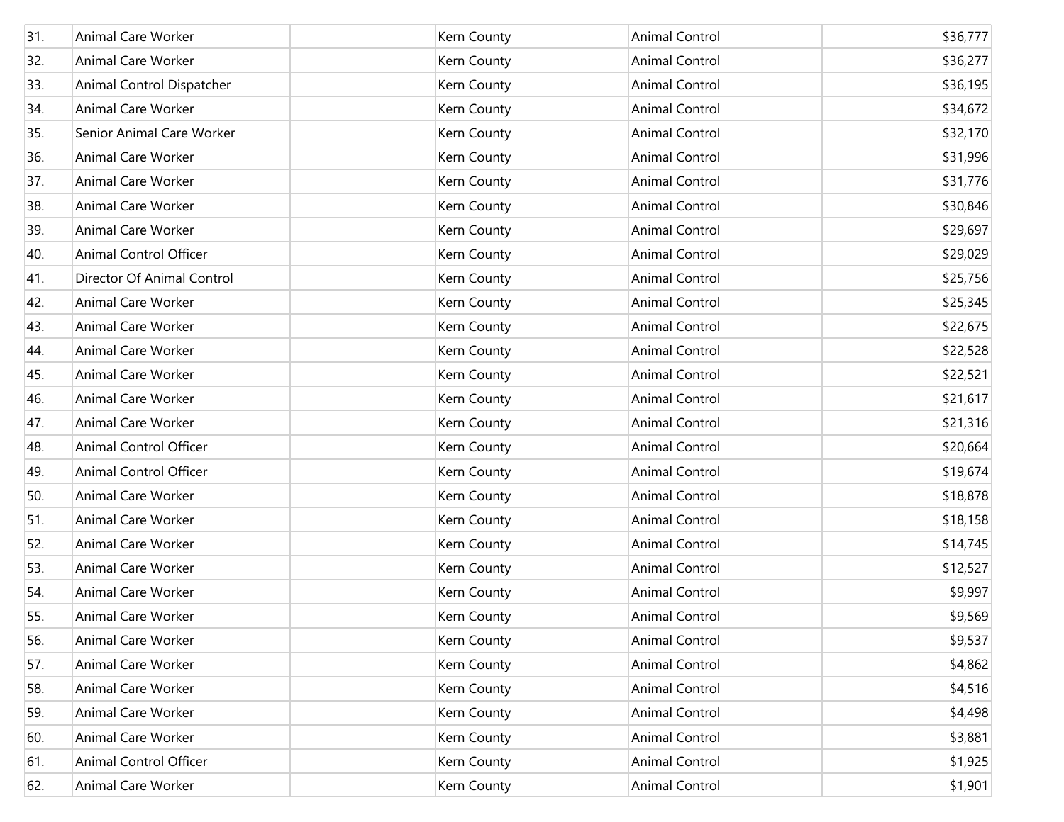| 31. | Animal Care Worker | | Kern County | Animal Control | $36,777 |
|---|---|---|---|---|---|
| 32. | Animal Care Worker | | Kern County | Animal Control | $36,277 |
| 33. | Animal Control Dispatcher | | Kern County | Animal Control | $36,195 |
| 34. | Animal Care Worker | | Kern County | Animal Control | $34,672 |
| 35. | Senior Animal Care Worker | | Kern County | Animal Control | $32,170 |
| 36. | Animal Care Worker | | Kern County | Animal Control | $31,996 |
| 37. | Animal Care Worker | | Kern County | Animal Control | $31,776 |
| 38. | Animal Care Worker | | Kern County | Animal Control | $30,846 |
| 39. | Animal Care Worker | | Kern County | Animal Control | $29,697 |
| 40. | Animal Control Officer | | Kern County | Animal Control | $29,029 |
| 41. | Director Of Animal Control | | Kern County | Animal Control | $25,756 |
| 42. | Animal Care Worker | | Kern County | Animal Control | $25,345 |
| 43. | Animal Care Worker | | Kern County | Animal Control | $22,675 |
| 44. | Animal Care Worker | | Kern County | Animal Control | $22,528 |
| 45. | Animal Care Worker | | Kern County | Animal Control | $22,521 |
| 46. | Animal Care Worker | | Kern County | Animal Control | $21,617 |
| 47. | Animal Care Worker | | Kern County | Animal Control | $21,316 |
| 48. | Animal Control Officer | | Kern County | Animal Control | $20,664 |
| 49. | Animal Control Officer | | Kern County | Animal Control | $19,674 |
| 50. | Animal Care Worker | | Kern County | Animal Control | $18,878 |
| 51. | Animal Care Worker | | Kern County | Animal Control | $18,158 |
| 52. | Animal Care Worker | | Kern County | Animal Control | $14,745 |
| 53. | Animal Care Worker | | Kern County | Animal Control | $12,527 |
| 54. | Animal Care Worker | | Kern County | Animal Control | $9,997 |
| 55. | Animal Care Worker | | Kern County | Animal Control | $9,569 |
| 56. | Animal Care Worker | | Kern County | Animal Control | $9,537 |
| 57. | Animal Care Worker | | Kern County | Animal Control | $4,862 |
| 58. | Animal Care Worker | | Kern County | Animal Control | $4,516 |
| 59. | Animal Care Worker | | Kern County | Animal Control | $4,498 |
| 60. | Animal Care Worker | | Kern County | Animal Control | $3,881 |
| 61. | Animal Control Officer | | Kern County | Animal Control | $1,925 |
| 62. | Animal Care Worker | | Kern County | Animal Control | $1,901 |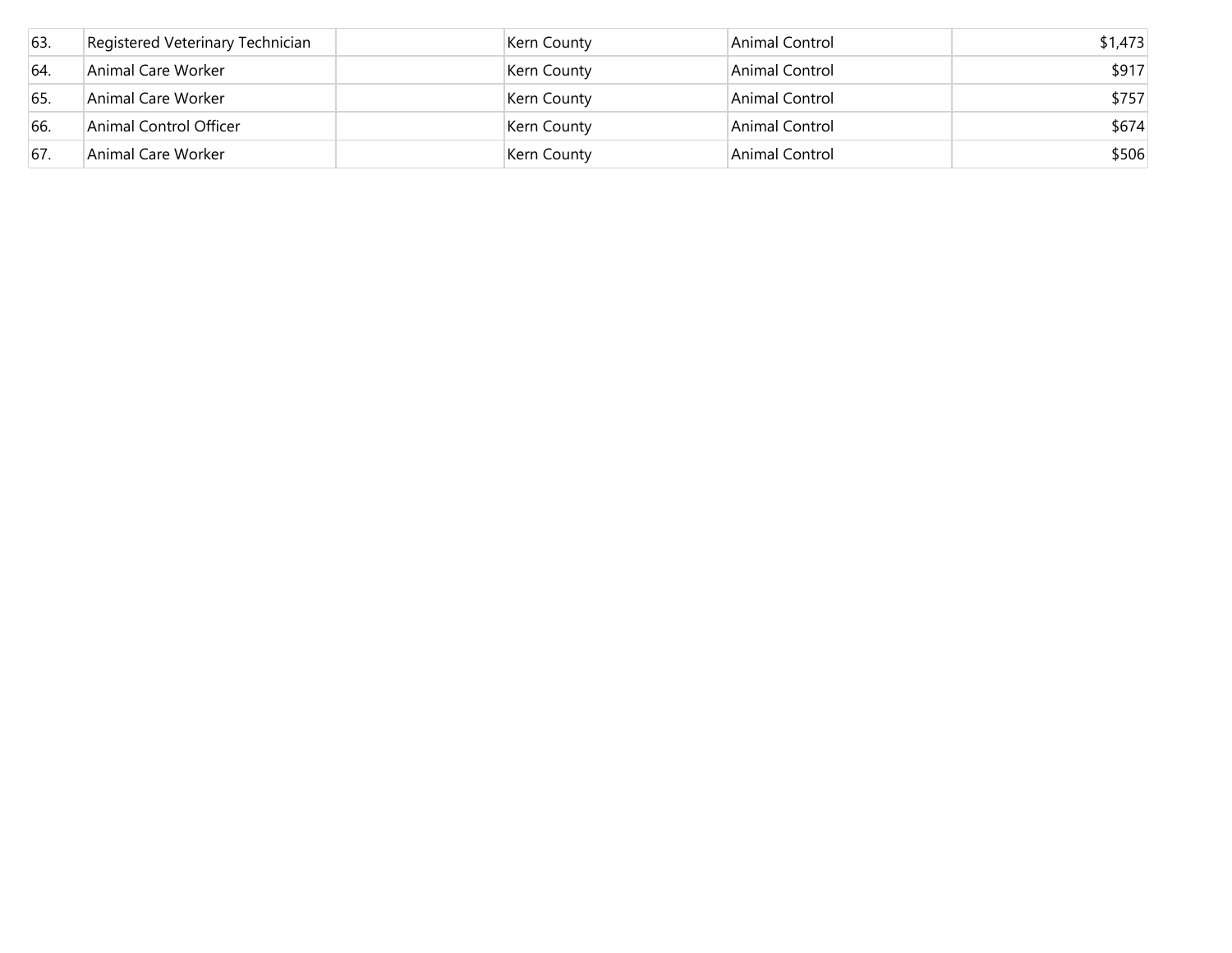| | | | | | |
|---|---|---|---|---|---|
| 63. | Registered Veterinary Technician | | Kern County | Animal Control | $1,473 |
| 64. | Animal Care Worker | | Kern County | Animal Control | $917 |
| 65. | Animal Care Worker | | Kern County | Animal Control | $757 |
| 66. | Animal Control Officer | | Kern County | Animal Control | $674 |
| 67. | Animal Care Worker | | Kern County | Animal Control | $506 |